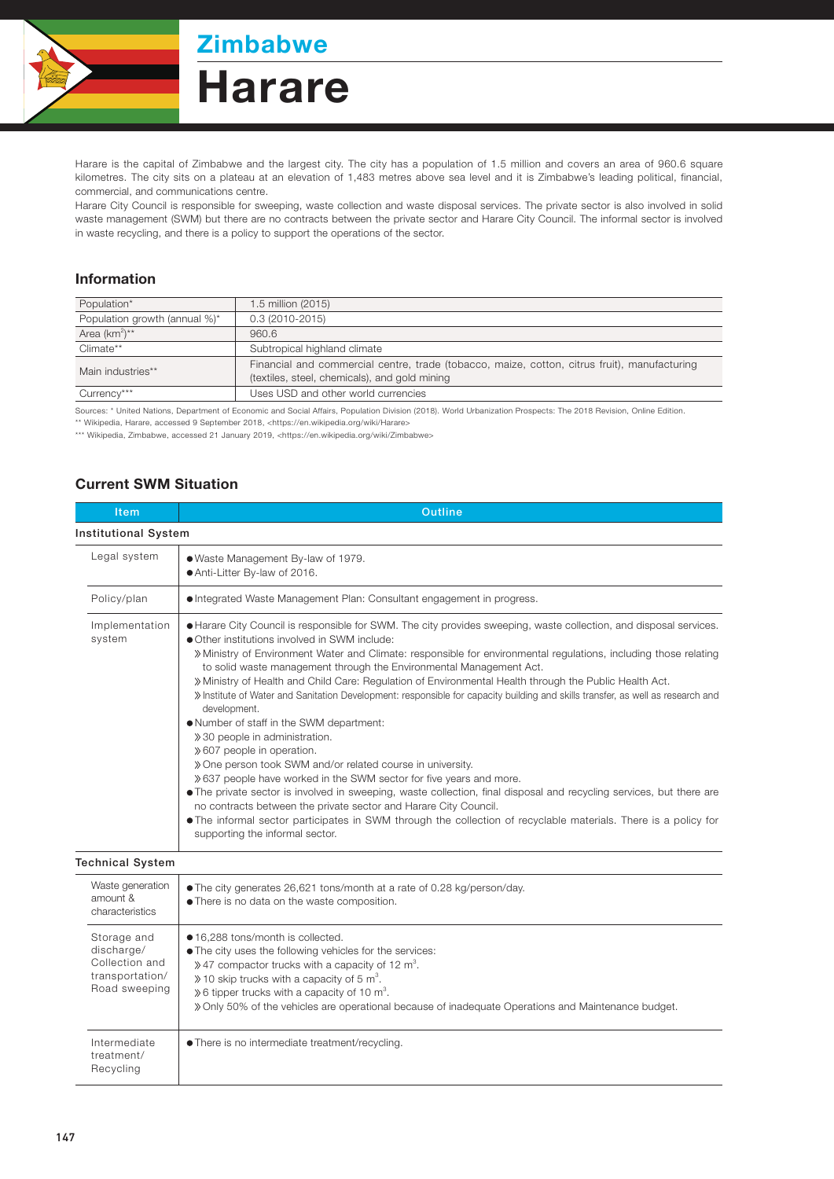# Zimbabwe

# Harare

Harare is the capital of Zimbabwe and the largest city. The city has a population of 1.5 million and covers an area of 960.6 square kilometres. The city sits on a plateau at an elevation of 1,483 metres above sea level and it is Zimbabwe's leading political, financial, commercial, and communications centre.

Harare City Council is responsible for sweeping, waste collection and waste disposal services. The private sector is also involved in solid waste management (SWM) but there are no contracts between the private sector and Harare City Council. The informal sector is involved in waste recycling, and there is a policy to support the operations of the sector.

## Information

| | |
|---|---|
| Population* | 1.5 million (2015) |
| Population growth (annual %)* | 0.3 (2010-2015) |
| Area ($km^2$)** | 960.6 |
| Climate** | Subtropical highland climate |
| Main industries** | Financial and commercial centre, trade (tobacco, maize, cotton, citrus fruit), manufacturing (textiles, steel, chemicals), and gold mining |
| Currency*** | Uses USD and other world currencies |

Sources: * United Nations, Department of Economic and Social Affairs, Population Division (2018). World Urbanization Prospects: The 2018 Revision, Online Edition.
** Wikipedia, Harare, accessed 9 September 2018, <https://en.wikipedia.org/wiki/Harare>
*** Wikipedia, Zimbabwe, accessed 21 January 2019, <https://en.wikipedia.org/wiki/Zimbabwe>

## Current SWM Situation

| Item | Outline |
|---|---|
| **Institutional System** | |
| Legal system | ● Waste Management By-law of 1979.<br>● Anti-Litter By-law of 2016. |
| Policy/plan | ● Integrated Waste Management Plan: Consultant engagement in progress. |
| Implementation system | ● Harare City Council is responsible for SWM. The city provides sweeping, waste collection, and disposal services.<br>● Other institutions involved in SWM include:<br>» Ministry of Environment Water and Climate: responsible for environmental regulations, including those relating to solid waste management through the Environmental Management Act.<br>» Ministry of Health and Child Care: Regulation of Environmental Health through the Public Health Act.<br>» Institute of Water and Sanitation Development: responsible for capacity building and skills transfer, as well as research and development.<br>● Number of staff in the SWM department:<br>» 30 people in administration.<br>» 607 people in operation.<br>» One person took SWM and/or related course in university.<br>» 637 people have worked in the SWM sector for five years and more.<br>● The private sector is involved in sweeping, waste collection, final disposal and recycling services, but there are no contracts between the private sector and Harare City Council.<br>● The informal sector participates in SWM through the collection of recyclable materials. There is a policy for supporting the informal sector. |
| **Technical System** | |
| Waste generation amount & characteristics | ● The city generates 26,621 tons/month at a rate of 0.28 kg/person/day.<br>● There is no data on the waste composition. |
| Storage and discharge/ Collection and transportation/ Road sweeping | ● 16,288 tons/month is collected.<br>● The city uses the following vehicles for the services:<br>» 47 compactor trucks with a capacity of 12 $m^3$.<br>» 10 skip trucks with a capacity of 5 $m^3$.<br>» 6 tipper trucks with a capacity of 10 $m^3$.<br>» Only 50% of the vehicles are operational because of inadequate Operations and Maintenance budget. |
| Intermediate treatment/ Recycling | ● There is no intermediate treatment/recycling. |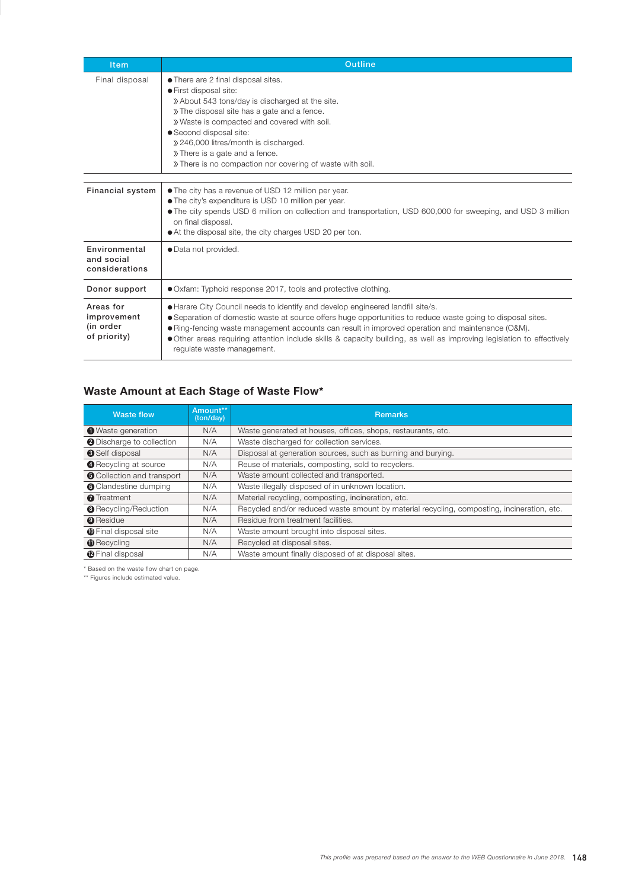| Item | Outline |
|---|---|
| Final disposal | ● There are 2 final disposal sites.<br>● First disposal site:<br>» About 543 tons/day is discharged at the site.<br>» The disposal site has a gate and a fence.<br>» Waste is compacted and covered with soil.<br>● Second disposal site:<br>» 246,000 litres/month is discharged.<br>» There is a gate and a fence.<br>» There is no compaction nor covering of waste with soil. |
| **Financial system** | ● The city has a revenue of USD 12 million per year.<br>● The city's expenditure is USD 10 million per year.<br>● The city spends USD 6 million on collection and transportation, USD 600,000 for sweeping, and USD 3 million on final disposal.<br>● At the disposal site, the city charges USD 20 per ton. |
| **Environmental and social considerations** | ● Data not provided. |
| **Donor support** | ● Oxfam: Typhoid response 2017, tools and protective clothing. |
| **Areas for improvement (in order of priority)** | ● Harare City Council needs to identify and develop engineered landfill site/s.<br>● Separation of domestic waste at source offers huge opportunities to reduce waste going to disposal sites.<br>● Ring-fencing waste management accounts can result in improved operation and maintenance (O&M).<br>● Other areas requiring attention include skills & capacity building, as well as improving legislation to effectively regulate waste management. |

## Waste Amount at Each Stage of Waste Flow*

| Waste flow | Amount** (ton/day) | Remarks |
|---|---|---|
| ❶ Waste generation | N/A | Waste generated at houses, offices, shops, restaurants, etc. |
| ❷ Discharge to collection | N/A | Waste discharged for collection services. |
| ❸ Self disposal | N/A | Disposal at generation sources, such as burning and burying. |
| ❹ Recycling at source | N/A | Reuse of materials, composting, sold to recyclers. |
| ❺ Collection and transport | N/A | Waste amount collected and transported. |
| ❻ Clandestine dumping | N/A | Waste illegally disposed of in unknown location. |
| ❼ Treatment | N/A | Material recycling, composting, incineration, etc. |
| ❽ Recycling/Reduction | N/A | Recycled and/or reduced waste amount by material recycling, composting, incineration, etc. |
| ❾ Residue | N/A | Residue from treatment facilities. |
| ❿ Final disposal site | N/A | Waste amount brought into disposal sites. |
| ⓫ Recycling | N/A | Recycled at disposal sites. |
| ⓬ Final disposal | N/A | Waste amount finally disposed of at disposal sites. |

\* Based on the waste flow chart on page.

\** Figures include estimated value.

*This profile was prepared based on the answer to the WEB Questionnaire in June 2018.*